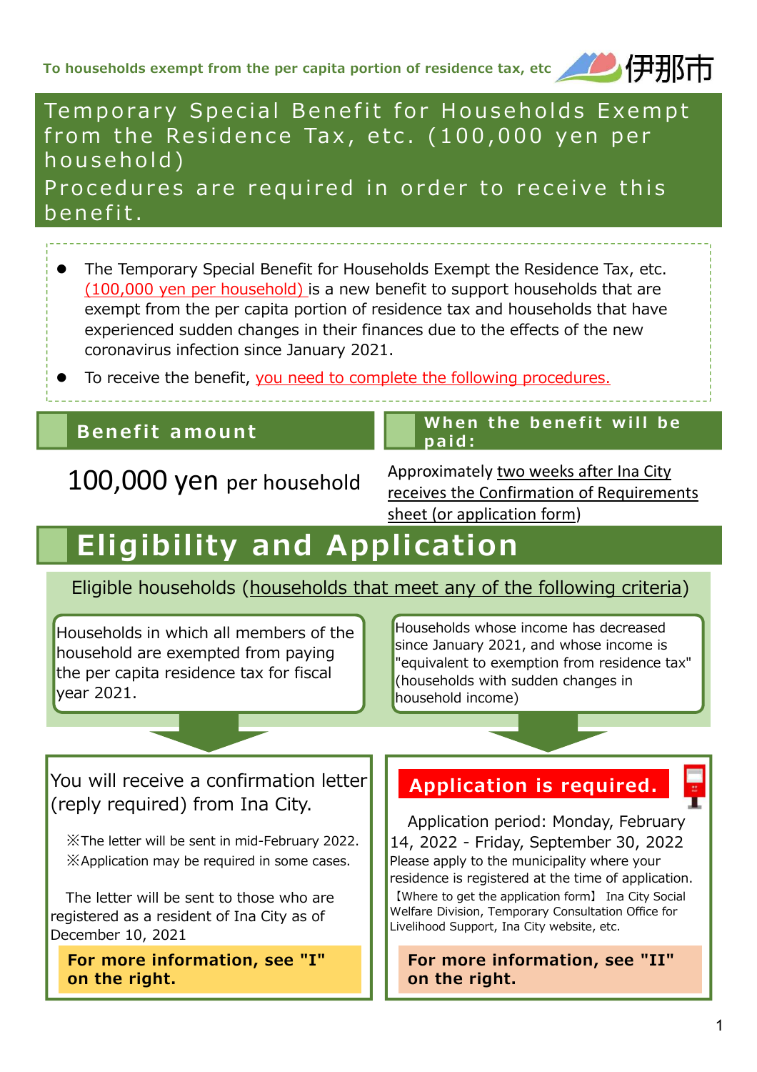To households exempt from the per capita portion of residence tax, etc 伊那市

# Temporary Special Benefit for Households Exempt from the Residence Tax, etc. (100,000 yen per household)

# Procedures are required in order to receive this benefit.

- The Temporary Special Benefit for Households Exempt the Residence Tax, etc. (100,000 yen per household) is a new benefit to support households that are exempt from the per capita portion of residence tax and households that have experienced sudden changes in their finances due to the effects of the new coronavirus infection since January 2021.
- To receive the benefit, you need to complete the following procedures.

## Benefit amount

100,000 yen per household

## When the benefit will be paid:

Approximately two weeks after Ina City receives the Confirmation of Requirements sheet (or application form)

## Eligibility and Application

Eligible households (households that meet any of the following criteria)

Households in which all members of the household are exempted from paying the per capita residence tax for fiscal year 2021.

You will receive a confirmation letter (reply required) from Ina City.

※The letter will be sent in mid-February 2022.
※Application may be required in some cases.

The letter will be sent to those who are registered as a resident of Ina City as of December 10, 2021

**For more information, see "I" on the right.**

Households whose income has decreased since January 2021, and whose income is "equivalent to exemption from residence tax" (households with sudden changes in household income)

**Application is required.**

Application period: Monday, February 14, 2022 - Friday, September 30, 2022
Please apply to the municipality where your residence is registered at the time of application.
【Where to get the application form】 Ina City Social Welfare Division, Temporary Consultation Office for Livelihood Support, Ina City website, etc.

**For more information, see "II" on the right.**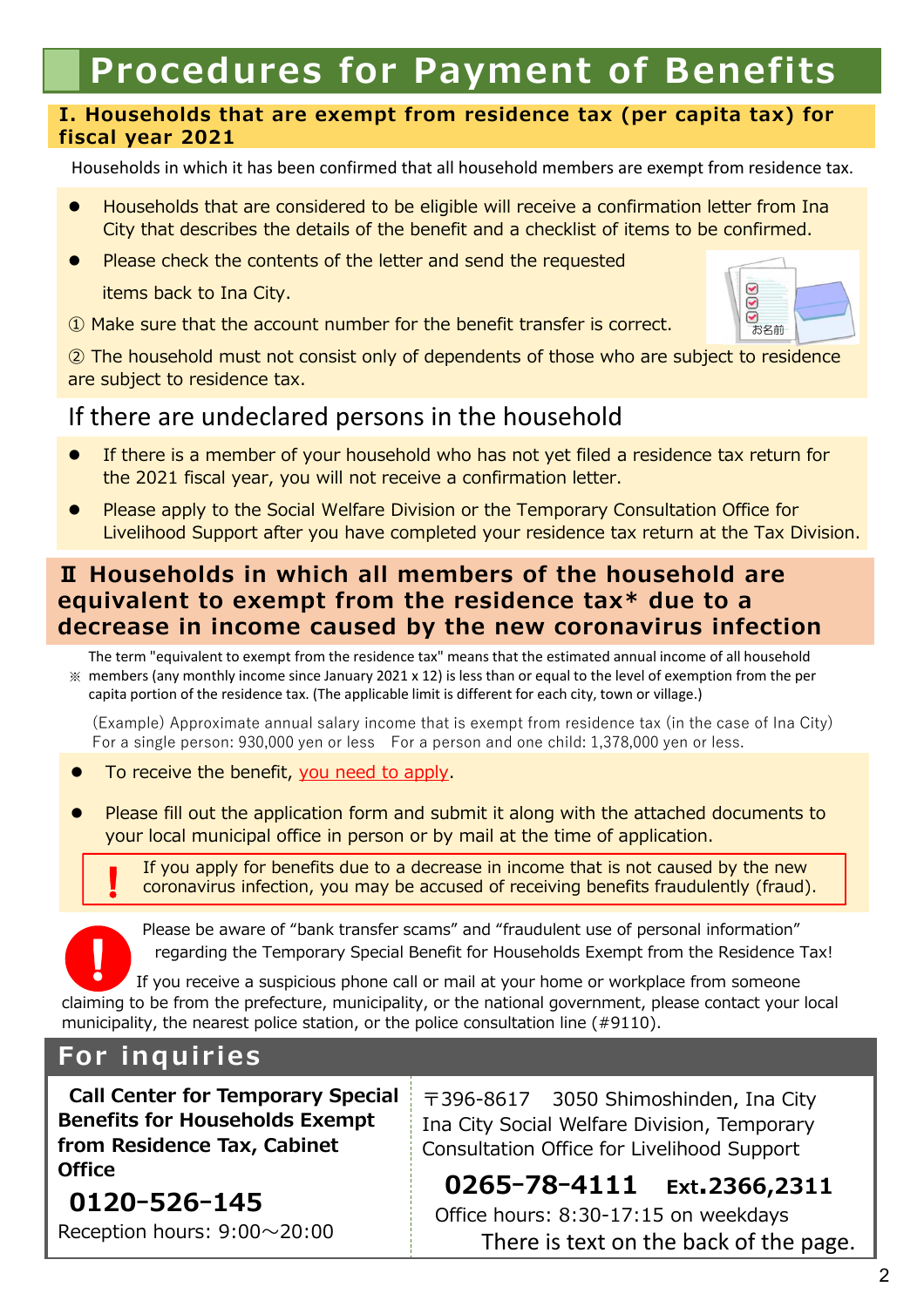# Procedures for Payment of Benefits

## I. Households that are exempt from residence tax (per capita tax) for fiscal year 2021

Households in which it has been confirmed that all household members are exempt from residence tax.

- Households that are considered to be eligible will receive a confirmation letter from Ina City that describes the details of the benefit and a checklist of items to be confirmed.
- Please check the contents of the letter and send the requested items back to Ina City.

① Make sure that the account number for the benefit transfer is correct.

② The household must not consist only of dependents of those who are subject to residence are subject to residence tax.

### If there are undeclared persons in the household

- If there is a member of your household who has not yet filed a residence tax return for the 2021 fiscal year, you will not receive a confirmation letter.
- Please apply to the Social Welfare Division or the Temporary Consultation Office for Livelihood Support after you have completed your residence tax return at the Tax Division.

## Ⅱ Households in which all members of the household are equivalent to exempt from the residence tax* due to a decrease in income caused by the new coronavirus infection

※ The term "equivalent to exempt from the residence tax" means that the estimated annual income of all household members (any monthly income since January 2021 x 12) is less than or equal to the level of exemption from the per capita portion of the residence tax. (The applicable limit is different for each city, town or village.)

(Example) Approximate annual salary income that is exempt from residence tax (in the case of Ina City)
For a single person: 930,000 yen or less　For a person and one child: 1,378,000 yen or less.

- To receive the benefit, you need to apply.
- Please fill out the application form and submit it along with the attached documents to your local municipal office in person or by mail at the time of application.

! If you apply for benefits due to a decrease in income that is not caused by the new coronavirus infection, you may be accused of receiving benefits fraudulently (fraud).

! Please be aware of "bank transfer scams" and "fraudulent use of personal information" regarding the Temporary Special Benefit for Households Exempt from the Residence Tax!

If you receive a suspicious phone call or mail at your home or workplace from someone claiming to be from the prefecture, municipality, or the national government, please contact your local municipality, the nearest police station, or the police consultation line (#9110).

## For inquiries

**Call Center for Temporary Special Benefits for Households Exempt from Residence Tax, Cabinet Office**

**0120-526-145**

Reception hours: 9:00～20:00

〒396-8617　3050 Shimoshinden, Ina City
Ina City Social Welfare Division, Temporary Consultation Office for Livelihood Support

**0265-78-4111　Ext.2366,2311**

Office hours: 8:30-17:15 on weekdays

There is text on the back of the page.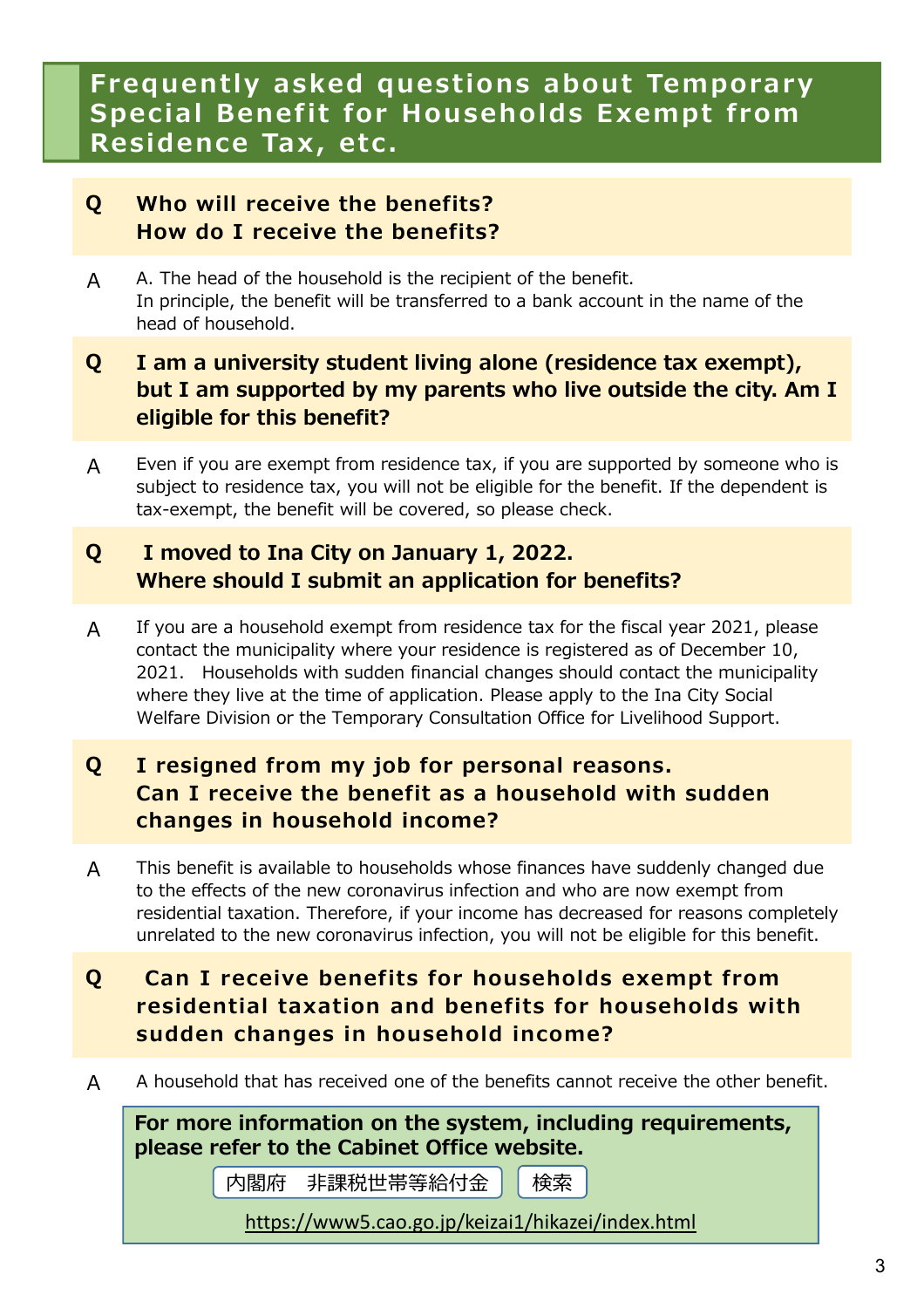# Frequently asked questions about Temporary Special Benefit for Households Exempt from Residence Tax, etc.

**Q　Who will receive the benefits?**
**How do I receive the benefits?**

A　A. The head of the household is the recipient of the benefit.
In principle, the benefit will be transferred to a bank account in the name of the head of household.

**Q　I am a university student living alone (residence tax exempt), but I am supported by my parents who live outside the city. Am I eligible for this benefit?**

A　Even if you are exempt from residence tax, if you are supported by someone who is subject to residence tax, you will not be eligible for the benefit. If the dependent is tax-exempt, the benefit will be covered, so please check.

**Q　I moved to Ina City on January 1, 2022.**
**Where should I submit an application for benefits?**

A　If you are a household exempt from residence tax for the fiscal year 2021, please contact the municipality where your residence is registered as of December 10, 2021.　Households with sudden financial changes should contact the municipality where they live at the time of application. Please apply to the Ina City Social Welfare Division or the Temporary Consultation Office for Livelihood Support.

**Q　I resigned from my job for personal reasons.**
**Can I receive the benefit as a household with sudden changes in household income?**

A　This benefit is available to households whose finances have suddenly changed due to the effects of the new coronavirus infection and who are now exempt from residential taxation. Therefore, if your income has decreased for reasons completely unrelated to the new coronavirus infection, you will not be eligible for this benefit.

**Q　Can I receive benefits for households exempt from residential taxation and benefits for households with sudden changes in household income?**

A　A household that has received one of the benefits cannot receive the other benefit.

**For more information on the system, including requirements, please refer to the Cabinet Office website.**

内閣府　非課税世帯等給付金　検索

https://www5.cao.go.jp/keizai1/hikazei/index.html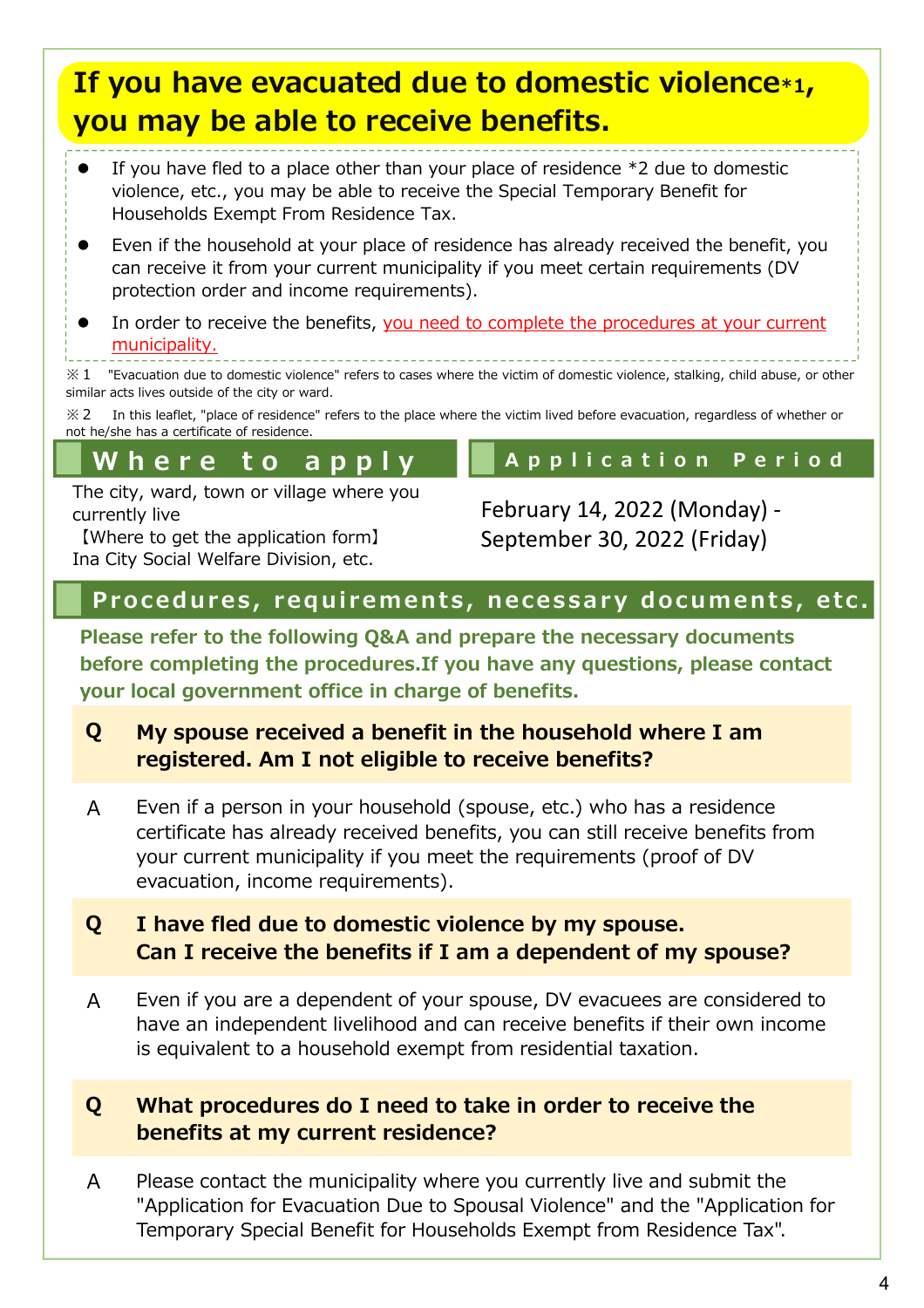# If you have evacuated due to domestic violence*1, you may be able to receive benefits.

- If you have fled to a place other than your place of residence *2 due to domestic violence, etc., you may be able to receive the Special Temporary Benefit for Households Exempt From Residence Tax.
- Even if the household at your place of residence has already received the benefit, you can receive it from your current municipality if you meet certain requirements (DV protection order and income requirements).
- In order to receive the benefits, you need to complete the procedures at your current municipality.

※1 "Evacuation due to domestic violence" refers to cases where the victim of domestic violence, stalking, child abuse, or other similar acts lives outside of the city or ward.

※2 In this leaflet, "place of residence" refers to the place where the victim lived before evacuation, regardless of whether or not he/she has a certificate of residence.

## Where to apply

The city, ward, town or village where you currently live

【Where to get the application form】
Ina City Social Welfare Division, etc.

## Application Period

February 14, 2022 (Monday) - September 30, 2022 (Friday)

## Procedures, requirements, necessary documents, etc.

**Please refer to the following Q&A and prepare the necessary documents before completing the procedures.If you have any questions, please contact your local government office in charge of benefits.**

**Q My spouse received a benefit in the household where I am registered. Am I not eligible to receive benefits?**

A Even if a person in your household (spouse, etc.) who has a residence certificate has already received benefits, you can still receive benefits from your current municipality if you meet the requirements (proof of DV evacuation, income requirements).

**Q I have fled due to domestic violence by my spouse. Can I receive the benefits if I am a dependent of my spouse?**

A Even if you are a dependent of your spouse, DV evacuees are considered to have an independent livelihood and can receive benefits if their own income is equivalent to a household exempt from residential taxation.

**Q What procedures do I need to take in order to receive the benefits at my current residence?**

A Please contact the municipality where you currently live and submit the "Application for Evacuation Due to Spousal Violence" and the "Application for Temporary Special Benefit for Households Exempt from Residence Tax".